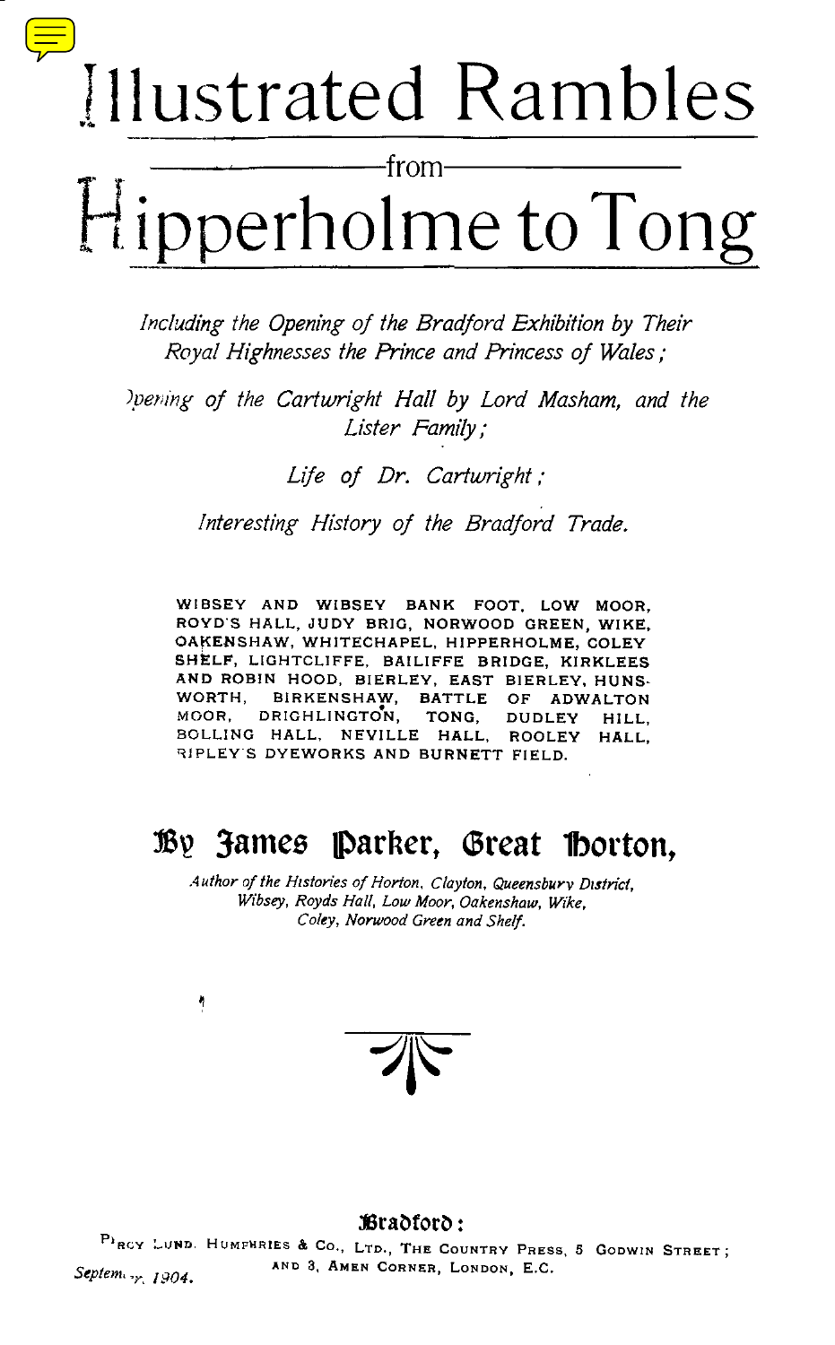# Illustrated Rambles

from

# Hipperholme to Tong

*Including the Opening of the Bradford Exhibition by Their Royal Highnesses the Prince and Princess of Wales;*

*Opening of the Cartwright Hall by Lord Masham, and the Lister Family;*

*Life of Dr. Cartwright;*

*Interesting History of the Bradford Trade.*

WIBSEY AND WIBSEY BANK FOOT, LOW MOOR, ROYD'S HALL, JUDY BRIG, NORWOOD GREEN, WIKE, OAKENSHAW, WHITECHAPEL, HIPPERHOLME, COLEY SHELF, LIGHTCLIFFE, BAILIFFE BRIDGE, KIRKLEES AND ROBIN HOOD, BIERLEY, EAST BIERLEY, HUNSWORTH, BIRKENSHAW, BATTLE OF ADWALTON MOOR, DRIGHLINGTON, TONG, DUDLEY HILL, BOLLING HALL, NEVILLE HALL, ROOLEY HALL, RIPLEY'S DYEWORKS AND BURNETT FIELD.

## By James Parker, Great Horton,

*Author of the Histories of Horton, Clayton, Queensbury District, Wibsey, Royds Hall, Low Moor, Oakenshaw, Wike, Coley, Norwood Green and Shelf.*

**Bradford:**

PERCY LUND, HUMPHRIES & CO., LTD., THE COUNTRY PRESS, 5 GODWIN STREET; AND 3, AMEN CORNER, LONDON, E.C.

*September, 1904.*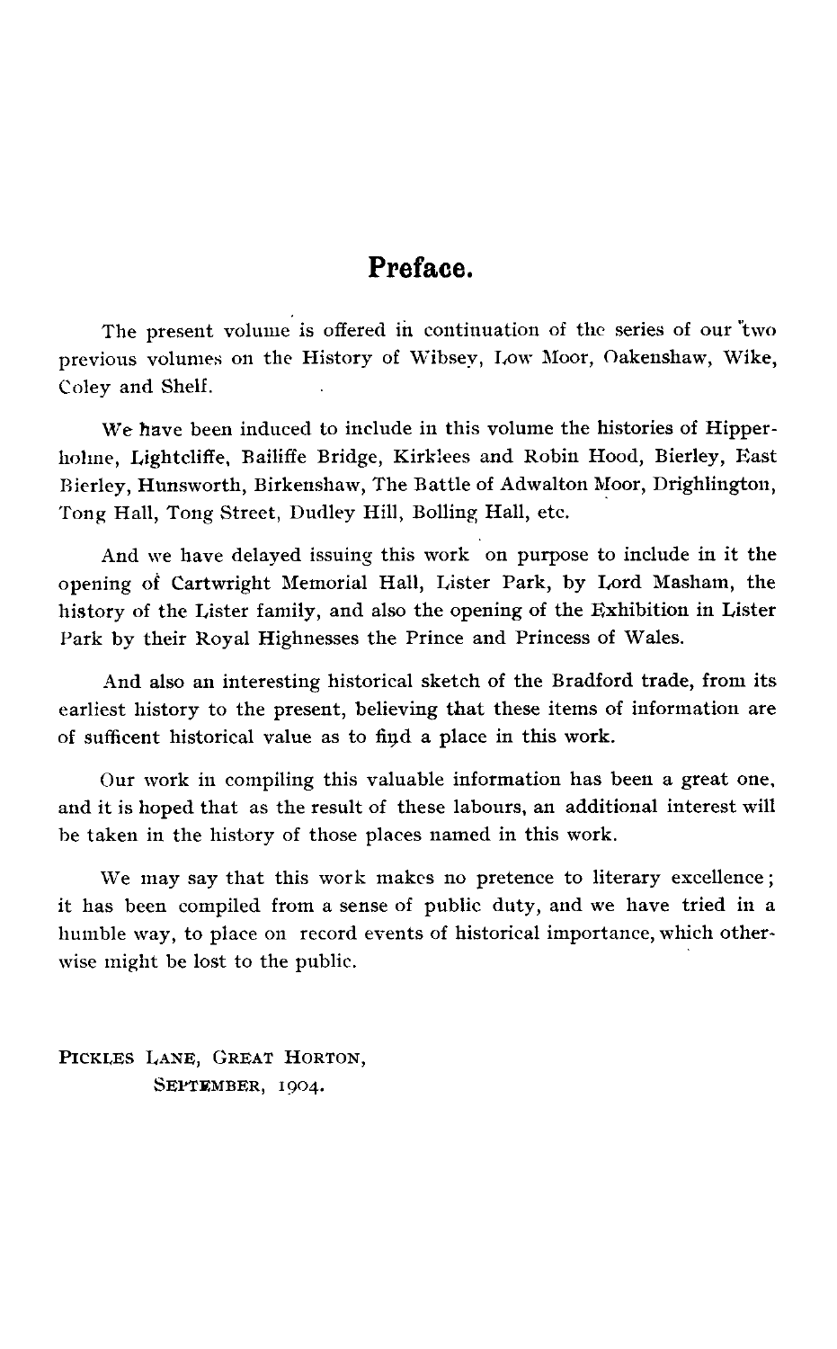# Preface.

The present volume is offered in continuation of the series of our two previous volumes on the History of Wibsey, Low Moor, Oakenshaw, Wike, Coley and Shelf.

We have been induced to include in this volume the histories of Hipperholme, Lightcliffe, Bailiffe Bridge, Kirklees and Robin Hood, Bierley, East Bierley, Hunsworth, Birkenshaw, The Battle of Adwalton Moor, Drighlington, Tong Hall, Tong Street, Dudley Hill, Bolling Hall, etc.

And we have delayed issuing this work on purpose to include in it the opening of Cartwright Memorial Hall, Lister Park, by Lord Masham, the history of the Lister family, and also the opening of the Exhibition in Lister Park by their Royal Highnesses the Prince and Princess of Wales.

And also an interesting historical sketch of the Bradford trade, from its earliest history to the present, believing that these items of information are of sufficent historical value as to find a place in this work.

Our work in compiling this valuable information has been a great one, and it is hoped that as the result of these labours, an additional interest will be taken in the history of those places named in this work.

We may say that this work makes no pretence to literary excellence; it has been compiled from a sense of public duty, and we have tried in a humble way, to place on record events of historical importance, which otherwise might be lost to the public.

PICKLES LANE, GREAT HORTON,
SEPTEMBER, 1904.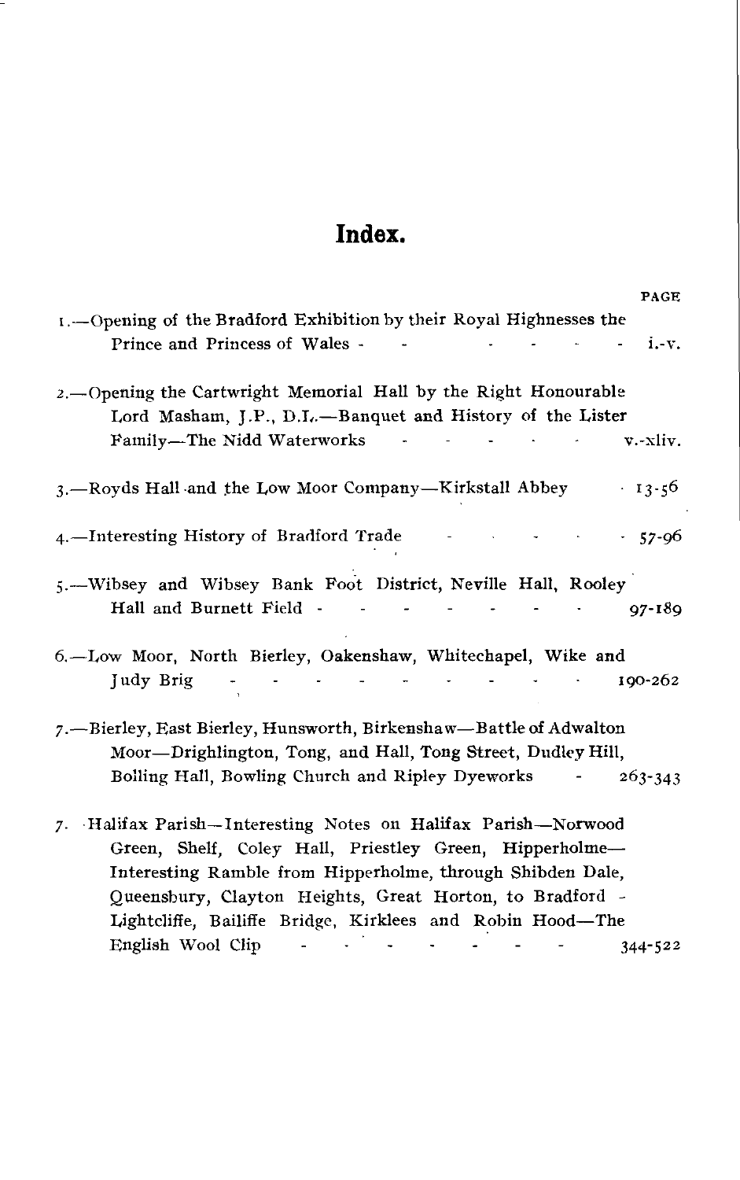# Index.

| | PAGE |
|---|---|
| 1.—Opening of the Bradford Exhibition by their Royal Highnesses the Prince and Princess of Wales | i.-v. |
| 2.—Opening the Cartwright Memorial Hall by the Right Honourable Lord Masham, J.P., D.L.—Banquet and History of the Lister Family—The Nidd Waterworks | v.-xliv. |
| 3.—Royds Hall and the Low Moor Company—Kirkstall Abbey | 13-56 |
| 4.—Interesting History of Bradford Trade | 57-96 |
| 5.—Wibsey and Wibsey Bank Foot District, Neville Hall, Rooley Hall and Burnett Field | 97-189 |
| 6.—Low Moor, North Bierley, Oakenshaw, Whitechapel, Wike and Judy Brig | 190-262 |
| 7.—Bierley, East Bierley, Hunsworth, Birkenshaw—Battle of Adwalton Moor—Drighlington, Tong, and Hall, Tong Street, Dudley Hill, Bolling Hall, Bowling Church and Ripley Dyeworks | 263-343 |
| 7. Halifax Parish—Interesting Notes on Halifax Parish—Norwood Green, Shelf, Coley Hall, Priestley Green, Hipperholme—Interesting Ramble from Hipperholme, through Shibden Dale, Queensbury, Clayton Heights, Great Horton, to Bradford - Lightcliffe, Bailiffe Bridge, Kirklees and Robin Hood—The English Wool Clip | 344-522 |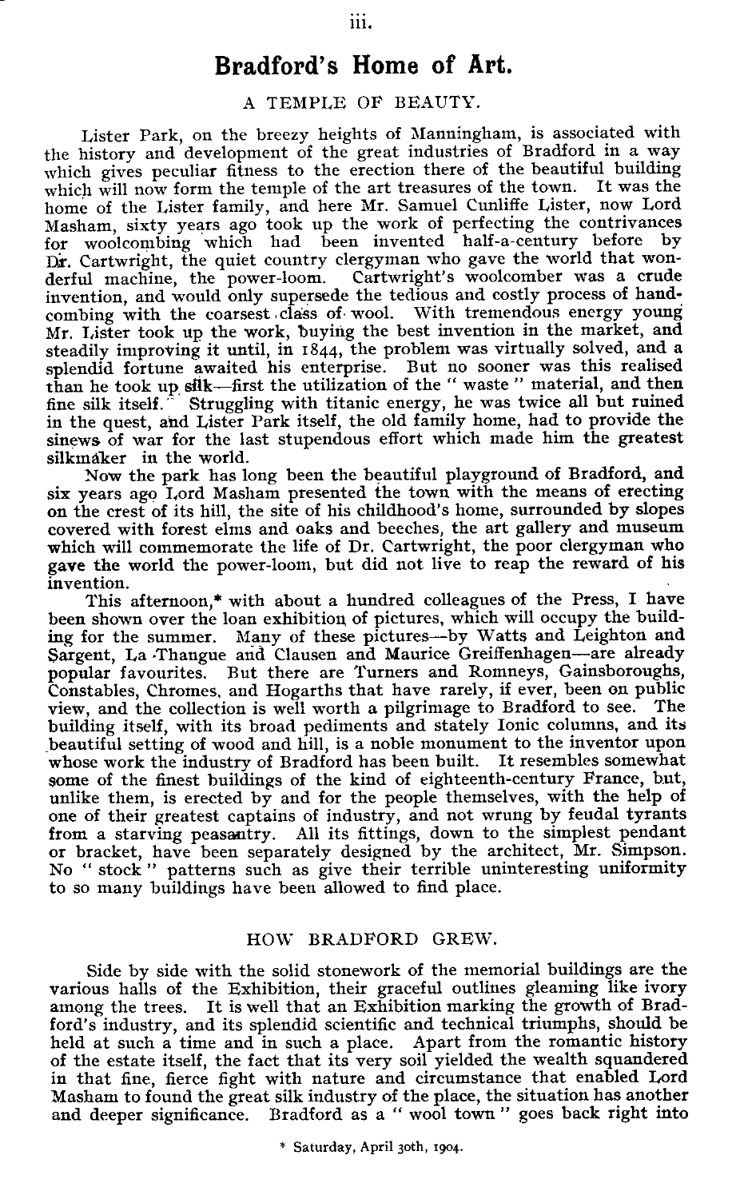# Bradford's Home of Art.

## A TEMPLE OF BEAUTY.

Lister Park, on the breezy heights of Manningham, is associated with the history and development of the great industries of Bradford in a way which gives peculiar fitness to the erection there of the beautiful building which will now form the temple of the art treasures of the town. It was the home of the Lister family, and here Mr. Samuel Cunliffe Lister, now Lord Masham, sixty years ago took up the work of perfecting the contrivances for woolcombing which had been invented half-a-century before by Dr. Cartwright, the quiet country clergyman who gave the world that wonderful machine, the power-loom. Cartwright's woolcomber was a crude invention, and would only supersede the tedious and costly process of hand-combing with the coarsest class of wool. With tremendous energy young Mr. Lister took up the work, buying the best invention in the market, and steadily improving it until, in 1844, the problem was virtually solved, and a splendid fortune awaited his enterprise. But no sooner was this realised than he took up silk—first the utilization of the " waste " material, and then fine silk itself. Struggling with titanic energy, he was twice all but ruined in the quest, and Lister Park itself, the old family home, had to provide the sinews of war for the last stupendous effort which made him the greatest silkmaker in the world.

Now the park has long been the beautiful playground of Bradford, and six years ago Lord Masham presented the town with the means of erecting on the crest of its hill, the site of his childhood's home, surrounded by slopes covered with forest elms and oaks and beeches, the art gallery and museum which will commemorate the life of Dr. Cartwright, the poor clergyman who gave the world the power-loom, but did not live to reap the reward of his invention.

This afternoon,* with about a hundred colleagues of the Press, I have been shown over the loan exhibition of pictures, which will occupy the building for the summer. Many of these pictures—by Watts and Leighton and Sargent, La Thangue and Clausen and Maurice Greiffenhagen—are already popular favourites. But there are Turners and Romneys, Gainsboroughs, Constables, Chromes, and Hogarths that have rarely, if ever, been on public view, and the collection is well worth a pilgrimage to Bradford to see. The building itself, with its broad pediments and stately Ionic columns, and its beautiful setting of wood and hill, is a noble monument to the inventor upon whose work the industry of Bradford has been built. It resembles somewhat some of the finest buildings of the kind of eighteenth-century France, but, unlike them, is erected by and for the people themselves, with the help of one of their greatest captains of industry, and not wrung by feudal tyrants from a starving peasantry. All its fittings, down to the simplest pendant or bracket, have been separately designed by the architect, Mr. Simpson. No " stock " patterns such as give their terrible uninteresting uniformity to so many buildings have been allowed to find place.

## HOW BRADFORD GREW.

Side by side with the solid stonework of the memorial buildings are the various halls of the Exhibition, their graceful outlines gleaming like ivory among the trees. It is well that an Exhibition marking the growth of Bradford's industry, and its splendid scientific and technical triumphs, should be held at such a time and in such a place. Apart from the romantic history of the estate itself, the fact that its very soil yielded the wealth squandered in that fine, fierce fight with nature and circumstance that enabled Lord Masham to found the great silk industry of the place, the situation has another and deeper significance. Bradford as a " wool town " goes back right into

\* Saturday, April 30th, 1904.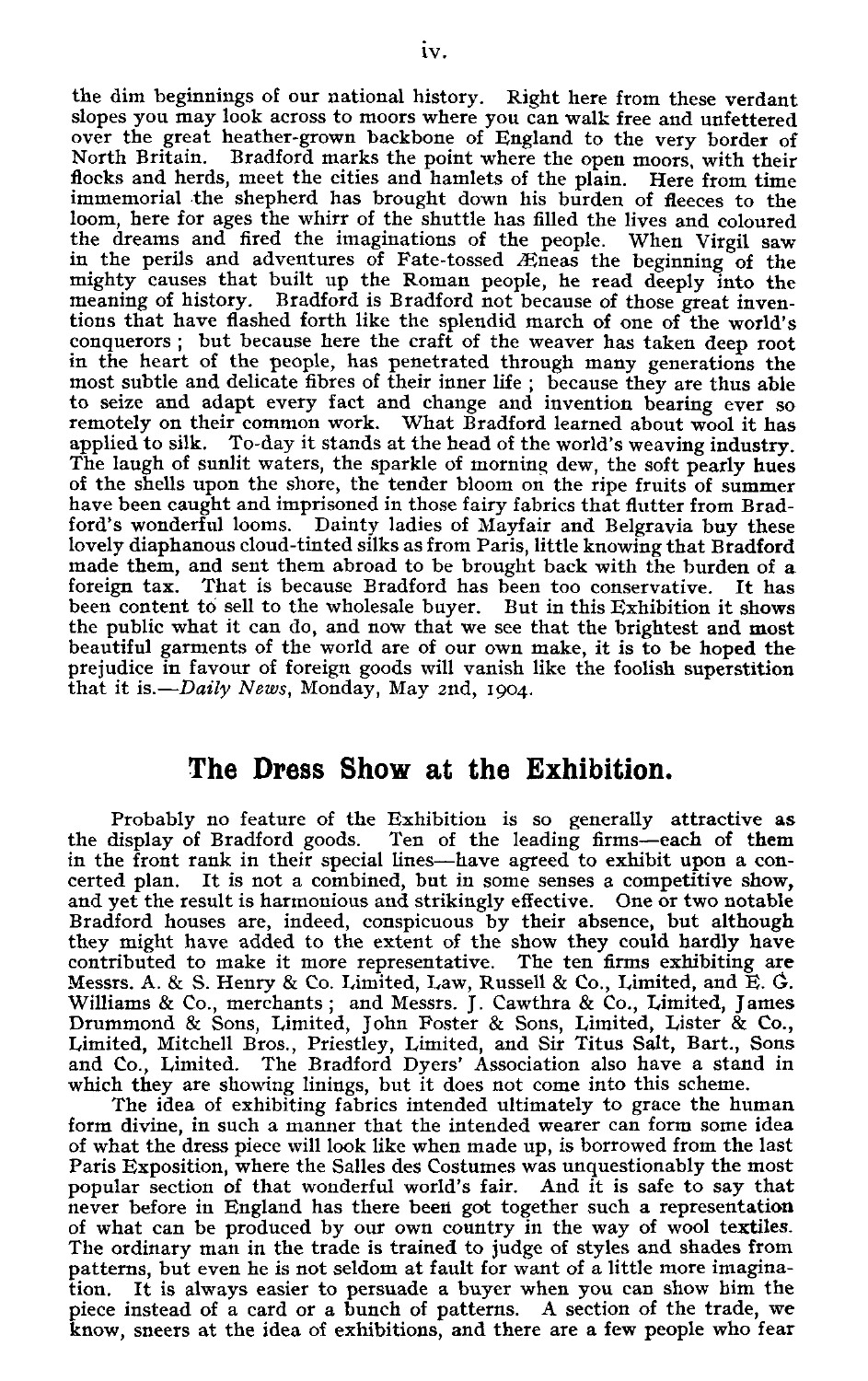the dim beginnings of our national history. Right here from these verdant slopes you may look across to moors where you can walk free and unfettered over the great heather-grown backbone of England to the very border of North Britain. Bradford marks the point where the open moors, with their flocks and herds, meet the cities and hamlets of the plain. Here from time immemorial the shepherd has brought down his burden of fleeces to the loom, here for ages the whirr of the shuttle has filled the lives and coloured the dreams and fired the imaginations of the people. When Virgil saw in the perils and adventures of Fate-tossed Æneas the beginning of the mighty causes that built up the Roman people, he read deeply into the meaning of history. Bradford is Bradford not because of those great inventions that have flashed forth like the splendid march of one of the world's conquerors; but because here the craft of the weaver has taken deep root in the heart of the people, has penetrated through many generations the most subtle and delicate fibres of their inner life; because they are thus able to seize and adapt every fact and change and invention bearing ever so remotely on their common work. What Bradford learned about wool it has applied to silk. To-day it stands at the head of the world's weaving industry. The laugh of sunlit waters, the sparkle of morning dew, the soft pearly hues of the shells upon the shore, the tender bloom on the ripe fruits of summer have been caught and imprisoned in those fairy fabrics that flutter from Bradford's wonderful looms. Dainty ladies of Mayfair and Belgravia buy these lovely diaphanous cloud-tinted silks as from Paris, little knowing that Bradford made them, and sent them abroad to be brought back with the burden of a foreign tax. That is because Bradford has been too conservative. It has been content to sell to the wholesale buyer. But in this Exhibition it shows the public what it can do, and now that we see that the brightest and most beautiful garments of the world are of our own make, it is to be hoped the prejudice in favour of foreign goods will vanish like the foolish superstition that it is.—*Daily News*, Monday, May 2nd, 1904.

## The Dress Show at the Exhibition.

Probably no feature of the Exhibition is so generally attractive as the display of Bradford goods. Ten of the leading firms—each of them in the front rank in their special lines—have agreed to exhibit upon a concerted plan. It is not a combined, but in some senses a competitive show, and yet the result is harmonious and strikingly effective. One or two notable Bradford houses are, indeed, conspicuous by their absence, but although they might have added to the extent of the show they could hardly have contributed to make it more representative. The ten firms exhibiting are Messrs. A. & S. Henry & Co. Limited, Law, Russell & Co., Limited, and E. G. Williams & Co., merchants; and Messrs. J. Cawthra & Co., Limited, James Drummond & Sons, Limited, John Foster & Sons, Limited, Lister & Co., Limited, Mitchell Bros., Priestley, Limited, and Sir Titus Salt, Bart., Sons and Co., Limited. The Bradford Dyers' Association also have a stand in which they are showing linings, but it does not come into this scheme.

The idea of exhibiting fabrics intended ultimately to grace the human form divine, in such a manner that the intended wearer can form some idea of what the dress piece will look like when made up, is borrowed from the last Paris Exposition, where the Salles des Costumes was unquestionably the most popular section of that wonderful world's fair. And it is safe to say that never before in England has there been got together such a representation of what can be produced by our own country in the way of wool textiles. The ordinary man in the trade is trained to judge of styles and shades from patterns, but even he is not seldom at fault for want of a little more imagination. It is always easier to persuade a buyer when you can show him the piece instead of a card or a bunch of patterns. A section of the trade, we know, sneers at the idea of exhibitions, and there are a few people who fear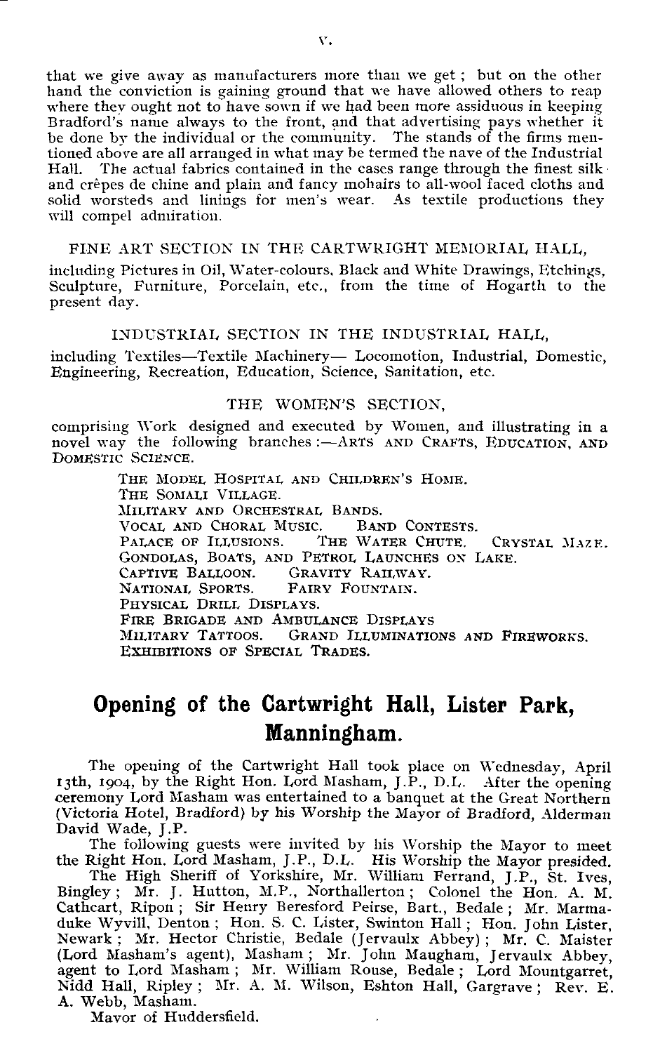that we give away as manufacturers more than we get; but on the other hand the conviction is gaining ground that we have allowed others to reap where they ought not to have sown if we had been more assiduous in keeping Bradford's name always to the front, and that advertising pays whether it be done by the individual or the community. The stands of the firms mentioned above are all arranged in what may be termed the nave of the Industrial Hall. The actual fabrics contained in the cases range through the finest silk and crêpes de chine and plain and fancy mohairs to all-wool faced cloths and solid worsteds and linings for men's wear. As textile productions they will compel admiration.

FINE ART SECTION IN THE CARTWRIGHT MEMORIAL HALL,

including Pictures in Oil, Water-colours, Black and White Drawings, Etchings, Sculpture, Furniture, Porcelain, etc., from the time of Hogarth to the present day.

INDUSTRIAL SECTION IN THE INDUSTRIAL HALL,

including Textiles—Textile Machinery— Locomotion, Industrial, Domestic, Engineering, Recreation, Education, Science, Sanitation, etc.

THE WOMEN'S SECTION,

comprising Work designed and executed by Women, and illustrating in a novel way the following branches:—ARTS AND CRAFTS, EDUCATION, AND DOMESTIC SCIENCE.

THE MODEL HOSPITAL AND CHILDREN'S HOME.
THE SOMALI VILLAGE.
MILITARY AND ORCHESTRAL BANDS.
VOCAL AND CHORAL MUSIC. BAND CONTESTS.
PALACE OF ILLUSIONS. THE WATER CHUTE. CRYSTAL MAZE.
GONDOLAS, BOATS, AND PETROL LAUNCHES ON LAKE.
CAPTIVE BALLOON. GRAVITY RAILWAY.
NATIONAL SPORTS. FAIRY FOUNTAIN.
PHYSICAL DRILL DISPLAYS.
FIRE BRIGADE AND AMBULANCE DISPLAYS
MILITARY TATTOOS. GRAND ILLUMINATIONS AND FIREWORKS.
EXHIBITIONS OF SPECIAL TRADES.

## Opening of the Cartwright Hall, Lister Park, Manningham.

The opening of the Cartwright Hall took place on Wednesday, April 13th, 1904, by the Right Hon. Lord Masham, J.P., D.L. After the opening ceremony Lord Masham was entertained to a banquet at the Great Northern (Victoria Hotel, Bradford) by his Worship the Mayor of Bradford, Alderman David Wade, J.P.

The following guests were invited by his Worship the Mayor to meet the Right Hon. Lord Masham, J.P., D.L. His Worship the Mayor presided.

The High Sheriff of Yorkshire, Mr. William Ferrand, J.P., St. Ives, Bingley; Mr. J. Hutton, M.P., Northallerton; Colonel the Hon. A. M. Cathcart, Ripon; Sir Henry Beresford Peirse, Bart., Bedale; Mr. Marmaduke Wyvill, Denton; Hon. S. C. Lister, Swinton Hall; Hon. John Lister, Newark; Mr. Hector Christie, Bedale (Jervaulx Abbey); Mr. C. Maister (Lord Masham's agent), Masham; Mr. John Maugham, Jervaulx Abbey, agent to Lord Masham; Mr. William Rouse, Bedale; Lord Mountgarret, Nidd Hall, Ripley; Mr. A. M. Wilson, Eshton Hall, Gargrave; Rev. E. A. Webb, Masham.

Mayor of Huddersfield.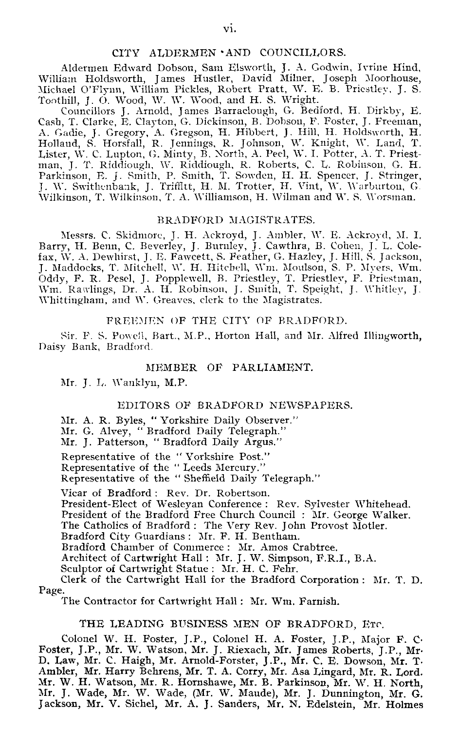## CITY ALDERMEN AND COUNCILLORS.

Aldermen Edward Dobson, Sam Elsworth, J. A. Godwin, Irvine Hind, William Holdsworth, James Hustler, David Milner, Joseph Moorhouse, Michael O'Flynn, William Pickles, Robert Pratt, W. E. B. Priestley, J. S. Toothill, J. O. Wood, W. W. Wood, and H. S. Wright.

Councillors J. Arnold, James Barraclough, G. Bedford, H. Dirkby, E. Cash, T. Clarke, E. Clayton, G. Dickinson, B. Dobson, F. Foster, J. Freeman, A. Gadie, J. Gregory, A. Gregson, H. Hibbert, J. Hill, H. Holdsworth, H. Holland, S. Horsfall, R. Jennings, R. Johnson, W. Knight, W. Land, T. Lister, W. C. Lupton, G. Minty, B. North, A. Peel, W. I. Potter, A. T. Priestman, J. T. Riddiough, W. Riddiough, R. Roberts, C. L. Robinson, G. H. Parkinson, E. J. Smith, P. Smith, T. Sowden, H. H. Spencer, J. Stringer, J. W. Swithenbank, J. Triffltt, H. M. Trotter, H. Vint, W. Warburton, G. Wilkinson, T. Wilkinson, T. A. Williamson, H. Wilman and W. S. Worsman.

## BRADFORD MAGISTRATES.

Messrs. C. Skidmore, J. H. Ackroyd, J. Ambler, W. E. Ackroyd, M. I. Barry, H. Benn, C. Beverley, J. Burnley, J. Cawthra, B. Cohen, J. L. Colefax, W. A. Dewhirst, J. E. Fawcett, S. Feather, G. Hazley, J. Hill, S. Jackson, J. Maddocks, T. Mitchell, W. H. Hitchell, Wm. Moulson, S. P. Myers, Wm. Oddy, F. R. Pesel, J. Popplewell, B. Priestley, T. Priestley, F. Priestman, Wm. Rawlings, Dr. A. H. Robinson, J. Smith, T. Speight, J. Whitley, J. Whittingham, and W. Greaves, clerk to the Magistrates.

## FREEMEN OF THE CITY OF BRADFORD.

Sir. F. S. Powell, Bart., M.P., Horton Hall, and Mr. Alfred Illingworth, Daisy Bank, Bradford.

## MEMBER OF PARLIAMENT.

Mr. J. L. Wanklyn, M.P.

## EDITORS OF BRADFORD NEWSPAPERS.

Mr. A. R. Byles, "Yorkshire Daily Observer."
Mr. G. Alvey, "Bradford Daily Telegraph."
Mr. J. Patterson, "Bradford Daily Argus."

Representative of the "Yorkshire Post."
Representative of the "Leeds Mercury."
Representative of the "Sheffield Daily Telegraph."

Vicar of Bradford: Rev. Dr. Robertson.
President-Elect of Wesleyan Conference: Rev. Sylvester Whitehead.
President of the Bradford Free Church Council: Mr. George Walker.
The Catholics of Bradford: The Very Rev. John Provost Motler.
Bradford City Guardians: Mr. F. H. Bentham.
Bradford Chamber of Commerce: Mr. Amos Crabtree.
Architect of Cartwright Hall: Mr. J. W. Simpson, F.R.I., B.A.
Sculptor of Cartwright Statue: Mr. H. C. Fehr.
Clerk of the Cartwright Hall for the Bradford Corporation: Mr. T. D. Page.
The Contractor for Cartwright Hall: Mr. Wm. Farnish.

## THE LEADING BUSINESS MEN OF BRADFORD, ETC.

Colonel W. H. Foster, J.P., Colonel H. A. Foster, J.P., Major F. C. Foster, J.P., Mr. W. Watson, Mr. J. Riexach, Mr. James Roberts, J.P., Mr. D. Law, Mr. C. Haigh, Mr. Arnold-Forster, J.P., Mr. C. E. Dowson, Mr. T. Ambler, Mr. Harry Behrens, Mr. T. A. Corry, Mr. Asa Lingard, Mr. R. Lord. Mr. W. H. Watson, Mr. R. Hornshawe, Mr. B. Parkinson, Mr. W. H. North, Mr. J. Wade, Mr. W. Wade, (Mr. W. Maude), Mr. J. Dunnington, Mr. G. Jackson, Mr. V. Sichel, Mr. A. J. Sanders, Mr. N. Edelstein, Mr. Holmes